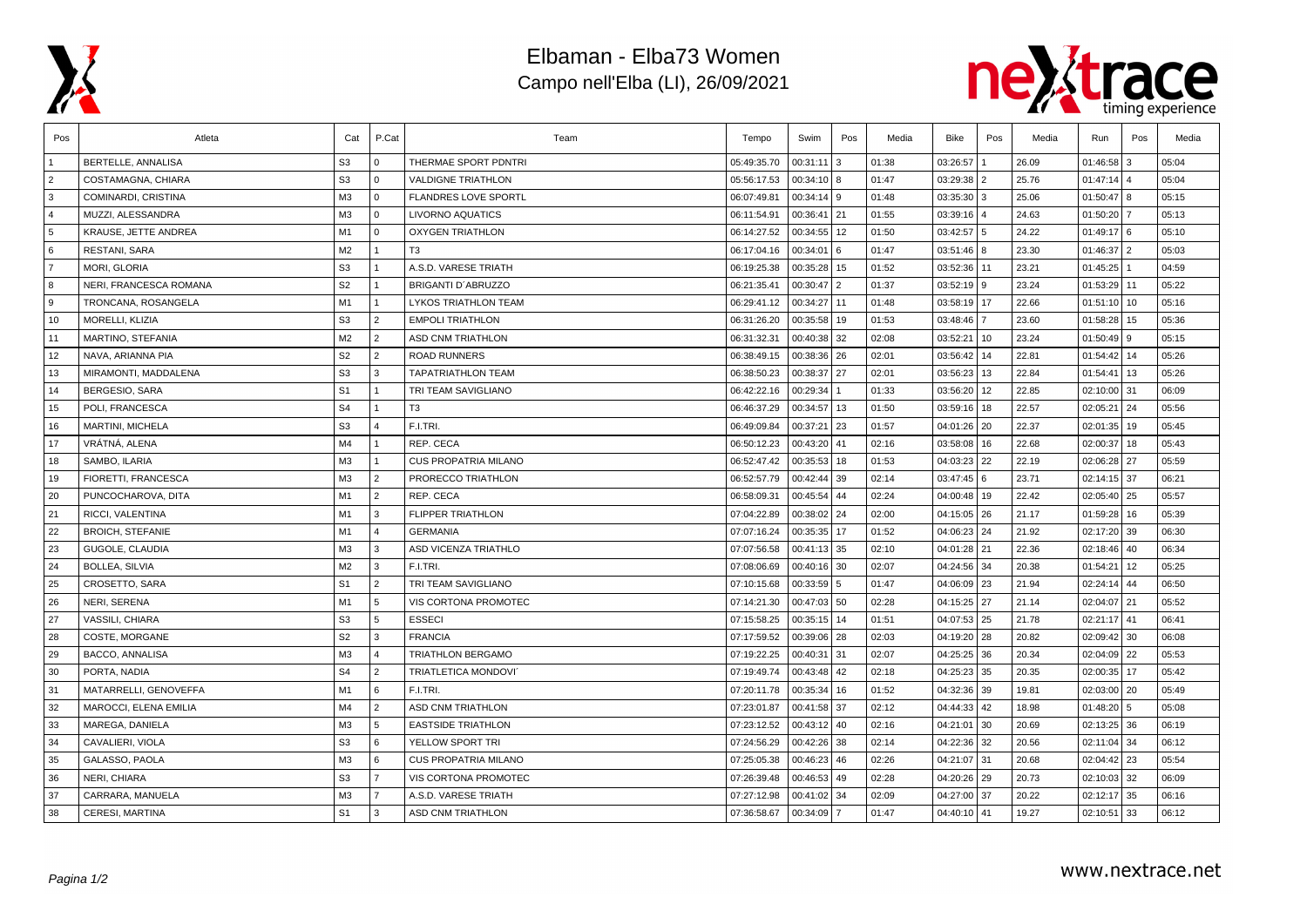# Elbaman - Elba73 Women

## Campo nell'Elba (LI), 26/09/2021

| Pos | Atleta | Cat | P.Cat | Team | Tempo | Swim | Pos | Media | Bike | Pos | Media | Run | Pos | Media |
|---|---|---|---|---|---|---|---|---|---|---|---|---|---|---|
| 1 | BERTELLE, ANNALISA | S3 | 0 | THERMAE SPORT PDNTRI | 05:49:35.70 | 00:31:11 | 3 | 01:38 | 03:26:57 | 1 | 26.09 | 01:46:58 | 3 | 05:04 |
| 2 | COSTAMAGNA, CHIARA | S3 | 0 | VALDIGNE TRIATHLON | 05:56:17.53 | 00:34:10 | 8 | 01:47 | 03:29:38 | 2 | 25.76 | 01:47:14 | 4 | 05:04 |
| 3 | COMINARDI, CRISTINA | M3 | 0 | FLANDRES LOVE SPORTL | 06:07:49.81 | 00:34:14 | 9 | 01:48 | 03:35:30 | 3 | 25.06 | 01:50:47 | 8 | 05:15 |
| 4 | MUZZI, ALESSANDRA | M3 | 0 | LIVORNO AQUATICS | 06:11:54.91 | 00:36:41 | 21 | 01:55 | 03:39:16 | 4 | 24.63 | 01:50:20 | 7 | 05:13 |
| 5 | KRAUSE, JETTE ANDREA | M1 | 0 | OXYGEN TRIATHLON | 06:14:27.52 | 00:34:55 | 12 | 01:50 | 03:42:57 | 5 | 24.22 | 01:49:17 | 6 | 05:10 |
| 6 | RESTANI, SARA | M2 | 1 | T3 | 06:17:04.16 | 00:34:01 | 6 | 01:47 | 03:51:46 | 8 | 23.30 | 01:46:37 | 2 | 05:03 |
| 7 | MORI, GLORIA | S3 | 1 | A.S.D. VARESE TRIATH | 06:19:25.38 | 00:35:28 | 15 | 01:52 | 03:52:36 | 11 | 23.21 | 01:45:25 | 1 | 04:59 |
| 8 | NERI, FRANCESCA ROMANA | S2 | 1 | BRIGANTI D´ABRUZZO | 06:21:35.41 | 00:30:47 | 2 | 01:37 | 03:52:19 | 9 | 23.24 | 01:53:29 | 11 | 05:22 |
| 9 | TRONCANA, ROSANGELA | M1 | 1 | LYKOS TRIATHLON TEAM | 06:29:41.12 | 00:34:27 | 11 | 01:48 | 03:58:19 | 17 | 22.66 | 01:51:10 | 10 | 05:16 |
| 10 | MORELLI, KLIZIA | S3 | 2 | EMPOLI TRIATHLON | 06:31:26.20 | 00:35:58 | 19 | 01:53 | 03:48:46 | 7 | 23.60 | 01:58:28 | 15 | 05:36 |
| 11 | MARTINO, STEFANIA | M2 | 2 | ASD CNM TRIATHLON | 06:31:32.31 | 00:40:38 | 32 | 02:08 | 03:52:21 | 10 | 23.24 | 01:50:49 | 9 | 05:15 |
| 12 | NAVA, ARIANNA PIA | S2 | 2 | ROAD RUNNERS | 06:38:49.15 | 00:38:36 | 26 | 02:01 | 03:56:42 | 14 | 22.81 | 01:54:42 | 14 | 05:26 |
| 13 | MIRAMONTI, MADDALENA | S3 | 3 | TAPATRIATHLON TEAM | 06:38:50.23 | 00:38:37 | 27 | 02:01 | 03:56:23 | 13 | 22.84 | 01:54:41 | 13 | 05:26 |
| 14 | BERGESIO, SARA | S1 | 1 | TRI TEAM SAVIGLIANO | 06:42:22.16 | 00:29:34 | 1 | 01:33 | 03:56:20 | 12 | 22.85 | 02:10:00 | 31 | 06:09 |
| 15 | POLI, FRANCESCA | S4 | 1 | T3 | 06:46:37.29 | 00:34:57 | 13 | 01:50 | 03:59:16 | 18 | 22.57 | 02:05:21 | 24 | 05:56 |
| 16 | MARTINI, MICHELA | S3 | 4 | F.I.TRI. | 06:49:09.84 | 00:37:21 | 23 | 01:57 | 04:01:26 | 20 | 22.37 | 02:01:35 | 19 | 05:45 |
| 17 | VRÁTNÁ, ALENA | M4 | 1 | REP. CECA | 06:50:12.23 | 00:43:20 | 41 | 02:16 | 03:58:08 | 16 | 22.68 | 02:00:37 | 18 | 05:43 |
| 18 | SAMBO, ILARIA | M3 | 1 | CUS PROPATRIA MILANO | 06:52:47.42 | 00:35:53 | 18 | 01:53 | 04:03:23 | 22 | 22.19 | 02:06:28 | 27 | 05:59 |
| 19 | FIORETTI, FRANCESCA | M3 | 2 | PRORECCO TRIATHLON | 06:52:57.79 | 00:42:44 | 39 | 02:14 | 03:47:45 | 6 | 23.71 | 02:14:15 | 37 | 06:21 |
| 20 | PUNCOCHAROVA, DITA | M1 | 2 | REP. CECA | 06:58:09.31 | 00:45:54 | 44 | 02:24 | 04:00:48 | 19 | 22.42 | 02:05:40 | 25 | 05:57 |
| 21 | RICCI, VALENTINA | M1 | 3 | FLIPPER TRIATHLON | 07:04:22.89 | 00:38:02 | 24 | 02:00 | 04:15:05 | 26 | 21.17 | 01:59:28 | 16 | 05:39 |
| 22 | BROICH, STEFANIE | M1 | 4 | GERMANIA | 07:07:16.24 | 00:35:35 | 17 | 01:52 | 04:06:23 | 24 | 21.92 | 02:17:20 | 39 | 06:30 |
| 23 | GUGOLE, CLAUDIA | M3 | 3 | ASD VICENZA TRIATHLO | 07:07:56.58 | 00:41:13 | 35 | 02:10 | 04:01:28 | 21 | 22.36 | 02:18:46 | 40 | 06:34 |
| 24 | BOLLEA, SILVIA | M2 | 3 | F.I.TRI. | 07:08:06.69 | 00:40:16 | 30 | 02:07 | 04:24:56 | 34 | 20.38 | 01:54:21 | 12 | 05:25 |
| 25 | CROSETTO, SARA | S1 | 2 | TRI TEAM SAVIGLIANO | 07:10:15.68 | 00:33:59 | 5 | 01:47 | 04:06:09 | 23 | 21.94 | 02:24:14 | 44 | 06:50 |
| 26 | NERI, SERENA | M1 | 5 | VIS CORTONA PROMOTEC | 07:14:21.30 | 00:47:03 | 50 | 02:28 | 04:15:25 | 27 | 21.14 | 02:04:07 | 21 | 05:52 |
| 27 | VASSILI, CHIARA | S3 | 5 | ESSECI | 07:15:58.25 | 00:35:15 | 14 | 01:51 | 04:07:53 | 25 | 21.78 | 02:21:17 | 41 | 06:41 |
| 28 | COSTE, MORGANE | S2 | 3 | FRANCIA | 07:17:59.52 | 00:39:06 | 28 | 02:03 | 04:19:20 | 28 | 20.82 | 02:09:42 | 30 | 06:08 |
| 29 | BACCO, ANNALISA | M3 | 4 | TRIATHLON BERGAMO | 07:19:22.25 | 00:40:31 | 31 | 02:07 | 04:25:25 | 36 | 20.34 | 02:04:09 | 22 | 05:53 |
| 30 | PORTA, NADIA | S4 | 2 | TRIATLETICA MONDOVI´ | 07:19:49.74 | 00:43:48 | 42 | 02:18 | 04:25:23 | 35 | 20.35 | 02:00:35 | 17 | 05:42 |
| 31 | MATARRELLI, GENOVEFFA | M1 | 6 | F.I.TRI. | 07:20:11.78 | 00:35:34 | 16 | 01:52 | 04:32:36 | 39 | 19.81 | 02:03:00 | 20 | 05:49 |
| 32 | MAROCCI, ELENA EMILIA | M4 | 2 | ASD CNM TRIATHLON | 07:23:01.87 | 00:41:58 | 37 | 02:12 | 04:44:33 | 42 | 18.98 | 01:48:20 | 5 | 05:08 |
| 33 | MAREGA, DANIELA | M3 | 5 | EASTSIDE TRIATHLON | 07:23:12.52 | 00:43:12 | 40 | 02:16 | 04:21:01 | 30 | 20.69 | 02:13:25 | 36 | 06:19 |
| 34 | CAVALIERI, VIOLA | S3 | 6 | YELLOW SPORT TRI | 07:24:56.29 | 00:42:26 | 38 | 02:14 | 04:22:36 | 32 | 20.56 | 02:11:04 | 34 | 06:12 |
| 35 | GALASSO, PAOLA | M3 | 6 | CUS PROPATRIA MILANO | 07:25:05.38 | 00:46:23 | 46 | 02:26 | 04:21:07 | 31 | 20.68 | 02:04:42 | 23 | 05:54 |
| 36 | NERI, CHIARA | S3 | 7 | VIS CORTONA PROMOTEC | 07:26:39.48 | 00:46:53 | 49 | 02:28 | 04:20:26 | 29 | 20.73 | 02:10:03 | 32 | 06:09 |
| 37 | CARRARA, MANUELA | M3 | 7 | A.S.D. VARESE TRIATH | 07:27:12.98 | 00:41:02 | 34 | 02:09 | 04:27:00 | 37 | 20.22 | 02:12:17 | 35 | 06:16 |
| 38 | CERESI, MARTINA | S1 | 3 | ASD CNM TRIATHLON | 07:36:58.67 | 00:34:09 | 7 | 01:47 | 04:40:10 | 41 | 19.27 | 02:10:51 | 33 | 06:12 |

www.nextrace.net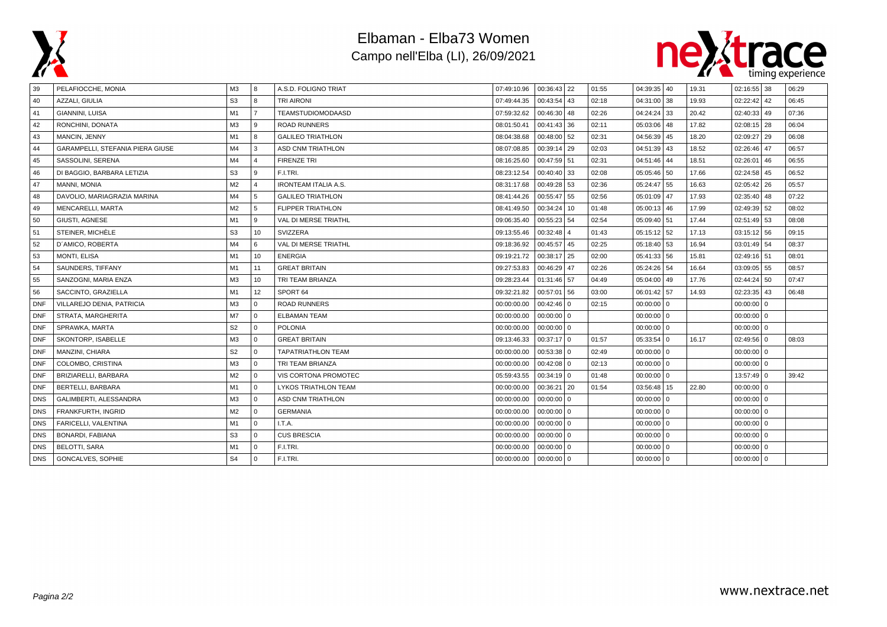# Elbaman - Elba73 Women

## Campo nell'Elba (LI), 26/09/2021

| | | | | | | | | | | | | | | |
|---|---|---|---|---|---|---|---|---|---|---|---|---|---|---|
| 39 | PELAFIOCCHE, MONIA | M3 | 8 | A.S.D. FOLIGNO TRIAT | 07:49:10.96 | 00:36:43 | 22 | 01:55 | 04:39:35 | 40 | 19.31 | 02:16:55 | 38 | 06:29 |
| 40 | AZZALI, GIULIA | S3 | 8 | TRI AIRONI | 07:49:44.35 | 00:43:54 | 43 | 02:18 | 04:31:00 | 38 | 19.93 | 02:22:42 | 42 | 06:45 |
| 41 | GIANNINI, LUISA | M1 | 7 | TEAMSTUDIOMODAASD | 07:59:32.62 | 00:46:30 | 48 | 02:26 | 04:24:24 | 33 | 20.42 | 02:40:33 | 49 | 07:36 |
| 42 | RONCHINI, DONATA | M3 | 9 | ROAD RUNNERS | 08:01:50.41 | 00:41:43 | 36 | 02:11 | 05:03:06 | 48 | 17.82 | 02:08:15 | 28 | 06:04 |
| 43 | MANCIN, JENNY | M1 | 8 | GALILEO TRIATHLON | 08:04:38.68 | 00:48:00 | 52 | 02:31 | 04:56:39 | 45 | 18.20 | 02:09:27 | 29 | 06:08 |
| 44 | GARAMPELLI, STEFANIA PIERA GIUSE | M4 | 3 | ASD CNM TRIATHLON | 08:07:08.85 | 00:39:14 | 29 | 02:03 | 04:51:39 | 43 | 18.52 | 02:26:46 | 47 | 06:57 |
| 45 | SASSOLINI, SERENA | M4 | 4 | FIRENZE TRI | 08:16:25.60 | 00:47:59 | 51 | 02:31 | 04:51:46 | 44 | 18.51 | 02:26:01 | 46 | 06:55 |
| 46 | DI BAGGIO, BARBARA LETIZIA | S3 | 9 | F.I.TRI. | 08:23:12.54 | 00:40:40 | 33 | 02:08 | 05:05:46 | 50 | 17.66 | 02:24:58 | 45 | 06:52 |
| 47 | MANNI, MONIA | M2 | 4 | IRONTEAM ITALIA A.S. | 08:31:17.68 | 00:49:28 | 53 | 02:36 | 05:24:47 | 55 | 16.63 | 02:05:42 | 26 | 05:57 |
| 48 | DAVOLIO, MARIAGRAZIA MARINA | M4 | 5 | GALILEO TRIATHLON | 08:41:44.26 | 00:55:47 | 55 | 02:56 | 05:01:09 | 47 | 17.93 | 02:35:40 | 48 | 07:22 |
| 49 | MENCARELLI, MARTA | M2 | 5 | FLIPPER TRIATHLON | 08:41:49.50 | 00:34:24 | 10 | 01:48 | 05:00:13 | 46 | 17.99 | 02:49:39 | 52 | 08:02 |
| 50 | GIUSTI, AGNESE | M1 | 9 | VAL DI MERSE TRIATHL | 09:06:35.40 | 00:55:23 | 54 | 02:54 | 05:09:40 | 51 | 17.44 | 02:51:49 | 53 | 08:08 |
| 51 | STEINER, MICHÈLE | S3 | 10 | SVIZZERA | 09:13:55.46 | 00:32:48 | 4 | 01:43 | 05:15:12 | 52 | 17.13 | 03:15:12 | 56 | 09:15 |
| 52 | D´AMICO, ROBERTA | M4 | 6 | VAL DI MERSE TRIATHL | 09:18:36.92 | 00:45:57 | 45 | 02:25 | 05:18:40 | 53 | 16.94 | 03:01:49 | 54 | 08:37 |
| 53 | MONTI, ELISA | M1 | 10 | ENERGIA | 09:19:21.72 | 00:38:17 | 25 | 02:00 | 05:41:33 | 56 | 15.81 | 02:49:16 | 51 | 08:01 |
| 54 | SAUNDERS, TIFFANY | M1 | 11 | GREAT BRITAIN | 09:27:53.83 | 00:46:29 | 47 | 02:26 | 05:24:26 | 54 | 16.64 | 03:09:05 | 55 | 08:57 |
| 55 | SANZOGNI, MARIA ENZA | M3 | 10 | TRI TEAM BRIANZA | 09:28:23.44 | 01:31:46 | 57 | 04:49 | 05:04:00 | 49 | 17.76 | 02:44:24 | 50 | 07:47 |
| 56 | SACCINTO, GRAZIELLA | M1 | 12 | SPORT 64 | 09:32:21.82 | 00:57:01 | 56 | 03:00 | 06:01:42 | 57 | 14.93 | 02:23:35 | 43 | 06:48 |
| DNF | VILLAREJO DENIA, PATRICIA | M3 | 0 | ROAD RUNNERS | 00:00:00.00 | 00:42:46 | 0 | 02:15 | 00:00:00 | 0 | | 00:00:00 | 0 | |
| DNF | STRATA, MARGHERITA | M7 | 0 | ELBAMAN TEAM | 00:00:00.00 | 00:00:00 | 0 | | 00:00:00 | 0 | | 00:00:00 | 0 | |
| DNF | SPRAWKA, MARTA | S2 | 0 | POLONIA | 00:00:00.00 | 00:00:00 | 0 | | 00:00:00 | 0 | | 00:00:00 | 0 | |
| DNF | SKONTORP, ISABELLE | M3 | 0 | GREAT BRITAIN | 09:13:46.33 | 00:37:17 | 0 | 01:57 | 05:33:54 | 0 | 16.17 | 02:49:56 | 0 | 08:03 |
| DNF | MANZINI, CHIARA | S2 | 0 | TAPATRIATHLON TEAM | 00:00:00.00 | 00:53:38 | 0 | 02:49 | 00:00:00 | 0 | | 00:00:00 | 0 | |
| DNF | COLOMBO, CRISTINA | M3 | 0 | TRI TEAM BRIANZA | 00:00:00.00 | 00:42:08 | 0 | 02:13 | 00:00:00 | 0 | | 00:00:00 | 0 | |
| DNF | BRIZIARELLI, BARBARA | M2 | 0 | VIS CORTONA PROMOTEC | 05:59:43.55 | 00:34:19 | 0 | 01:48 | 00:00:00 | 0 | | 13:57:49 | 0 | 39:42 |
| DNF | BERTELLI, BARBARA | M1 | 0 | LYKOS TRIATHLON TEAM | 00:00:00.00 | 00:36:21 | 20 | 01:54 | 03:56:48 | 15 | 22.80 | 00:00:00 | 0 | |
| DNS | GALIMBERTI, ALESSANDRA | M3 | 0 | ASD CNM TRIATHLON | 00:00:00.00 | 00:00:00 | 0 | | 00:00:00 | 0 | | 00:00:00 | 0 | |
| DNS | FRANKFURTH, INGRID | M2 | 0 | GERMANIA | 00:00:00.00 | 00:00:00 | 0 | | 00:00:00 | 0 | | 00:00:00 | 0 | |
| DNS | FARICELLI, VALENTINA | M1 | 0 | I.T.A. | 00:00:00.00 | 00:00:00 | 0 | | 00:00:00 | 0 | | 00:00:00 | 0 | |
| DNS | BONARDI, FABIANA | S3 | 0 | CUS BRESCIA | 00:00:00.00 | 00:00:00 | 0 | | 00:00:00 | 0 | | 00:00:00 | 0 | |
| DNS | BELOTTI, SARA | M1 | 0 | F.I.TRI. | 00:00:00.00 | 00:00:00 | 0 | | 00:00:00 | 0 | | 00:00:00 | 0 | |
| DNS | GONCALVES, SOPHIE | S4 | 0 | F.I.TRI. | 00:00:00.00 | 00:00:00 | 0 | | 00:00:00 | 0 | | 00:00:00 | 0 | |

www.nextrace.net